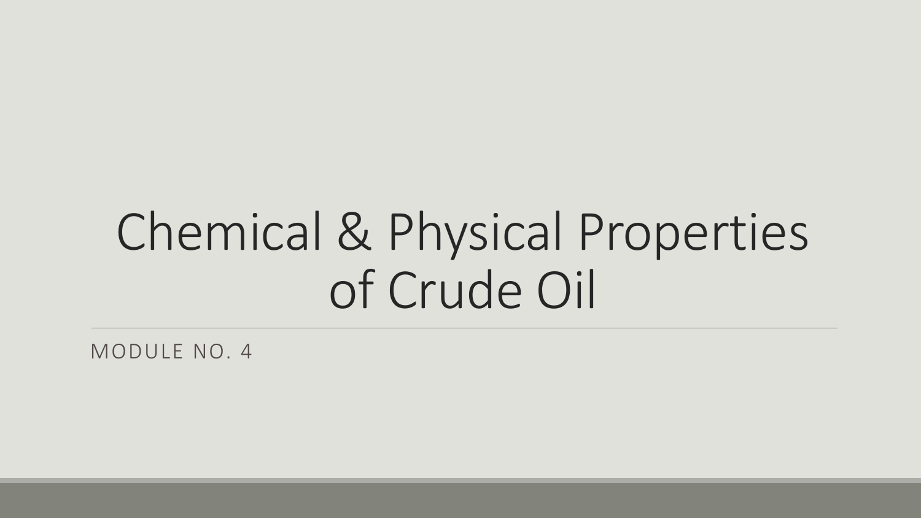# Chemical & Physical Properties of Crude Oil

MODULE NO. 4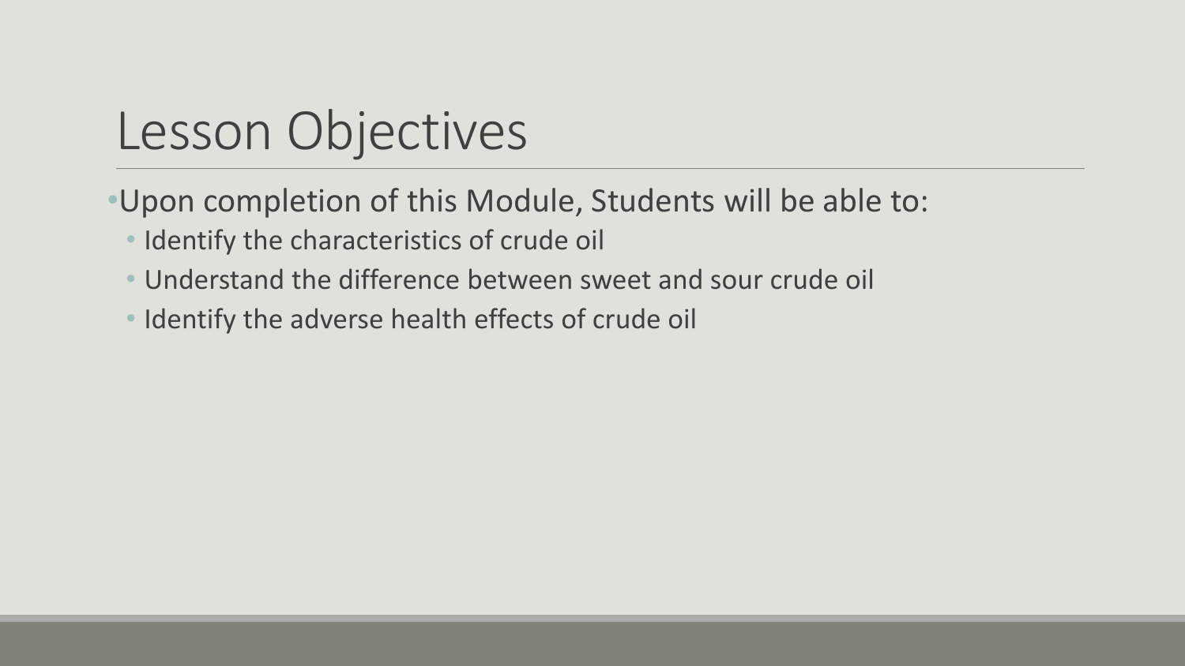# Lesson Objectives

- Upon completion of this Module, Students will be able to:
  - Identify the characteristics of crude oil
  - Understand the difference between sweet and sour crude oil
  - Identify the adverse health effects of crude oil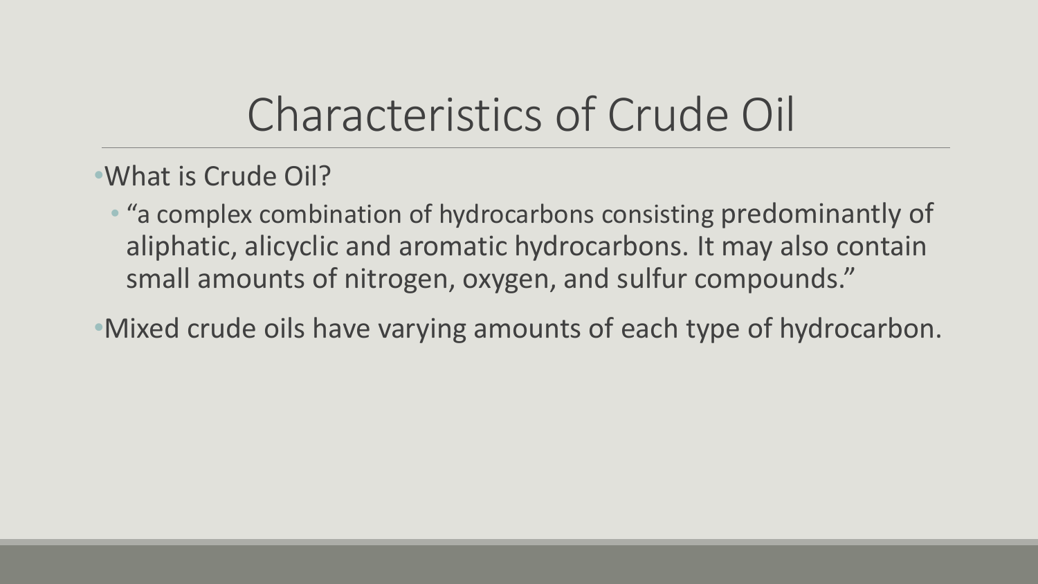# Characteristics of Crude Oil

- What is Crude Oil?
  - "a complex combination of hydrocarbons consisting predominantly of aliphatic, alicyclic and aromatic hydrocarbons. It may also contain small amounts of nitrogen, oxygen, and sulfur compounds."
- Mixed crude oils have varying amounts of each type of hydrocarbon.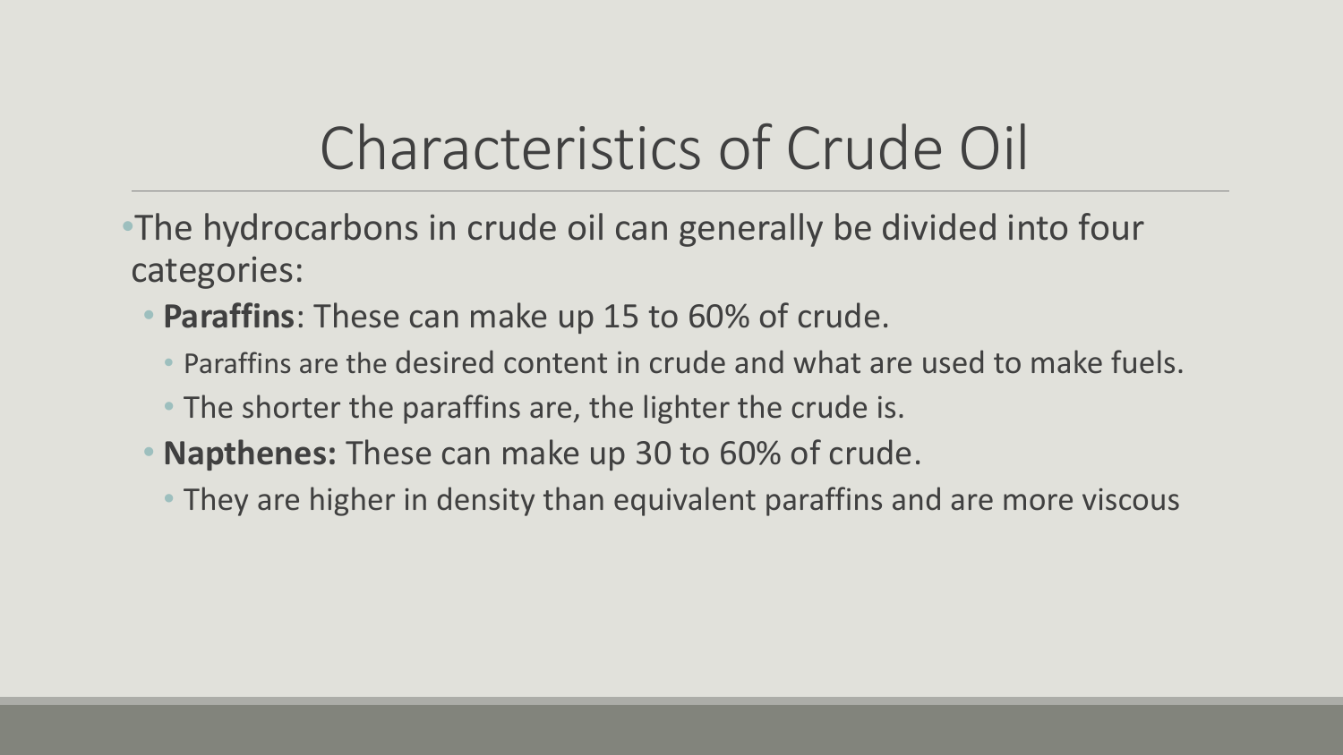# Characteristics of Crude Oil

- The hydrocarbons in crude oil can generally be divided into four categories:
  - **Paraffins**: These can make up 15 to 60% of crude.
    - Paraffins are the desired content in crude and what are used to make fuels.
    - The shorter the paraffins are, the lighter the crude is.
  - **Napthenes:** These can make up 30 to 60% of crude.
    - They are higher in density than equivalent paraffins and are more viscous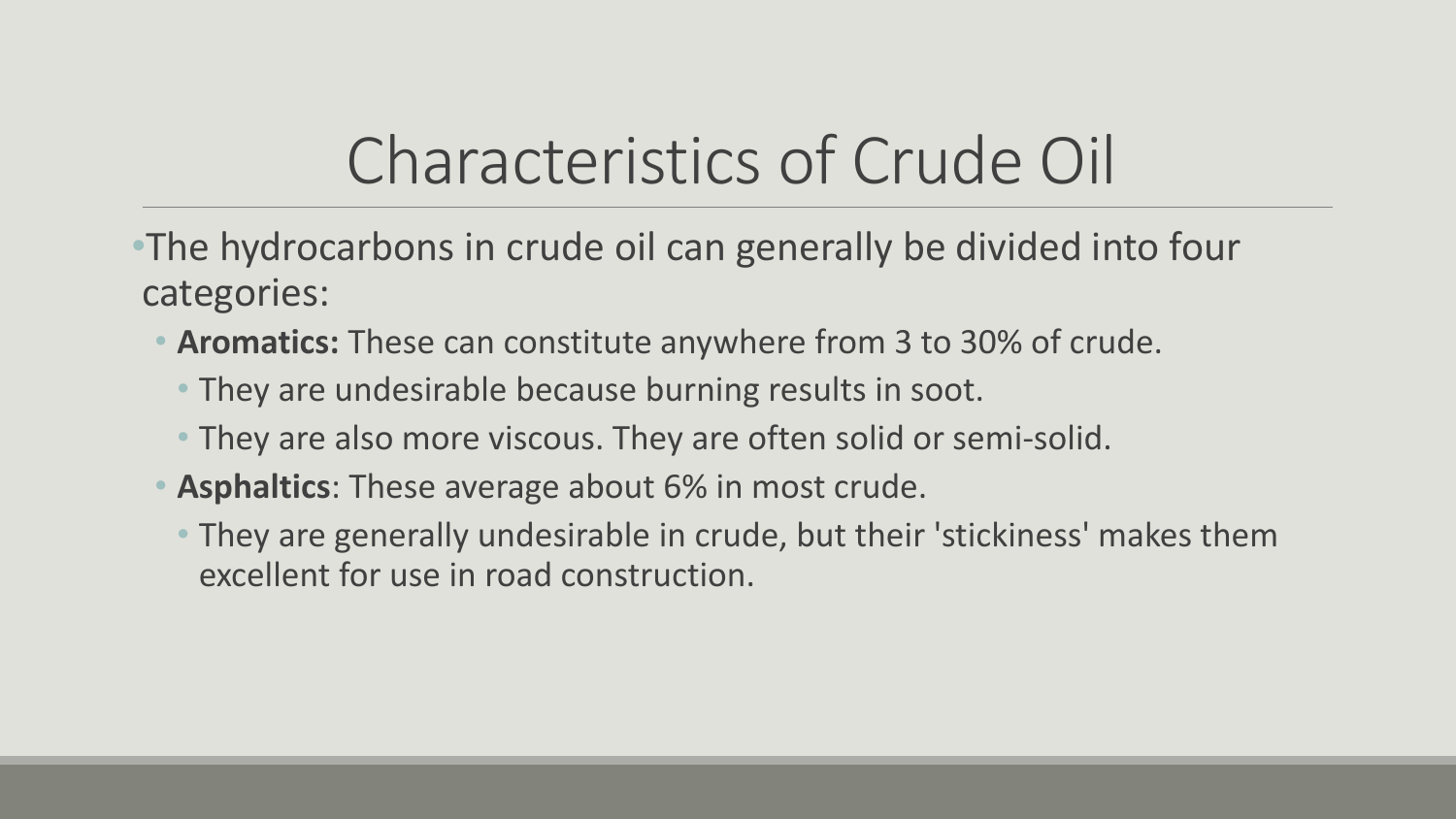# Characteristics of Crude Oil

- The hydrocarbons in crude oil can generally be divided into four categories:
  - **Aromatics:** These can constitute anywhere from 3 to 30% of crude.
    - They are undesirable because burning results in soot.
    - They are also more viscous. They are often solid or semi-solid.
  - **Asphaltics**: These average about 6% in most crude.
    - They are generally undesirable in crude, but their 'stickiness' makes them excellent for use in road construction.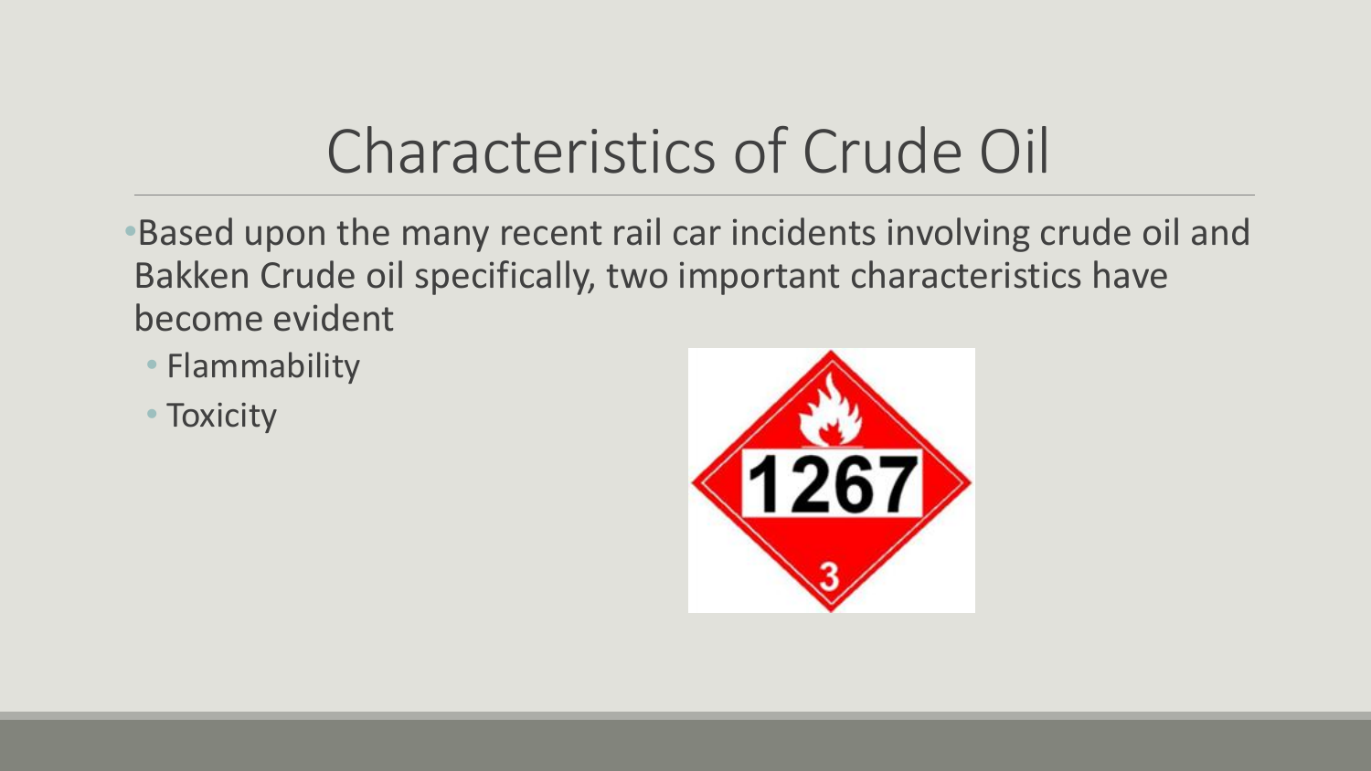# Characteristics of Crude Oil

- Based upon the many recent rail car incidents involving crude oil and Bakken Crude oil specifically, two important characteristics have become evident
  - Flammability
  - Toxicity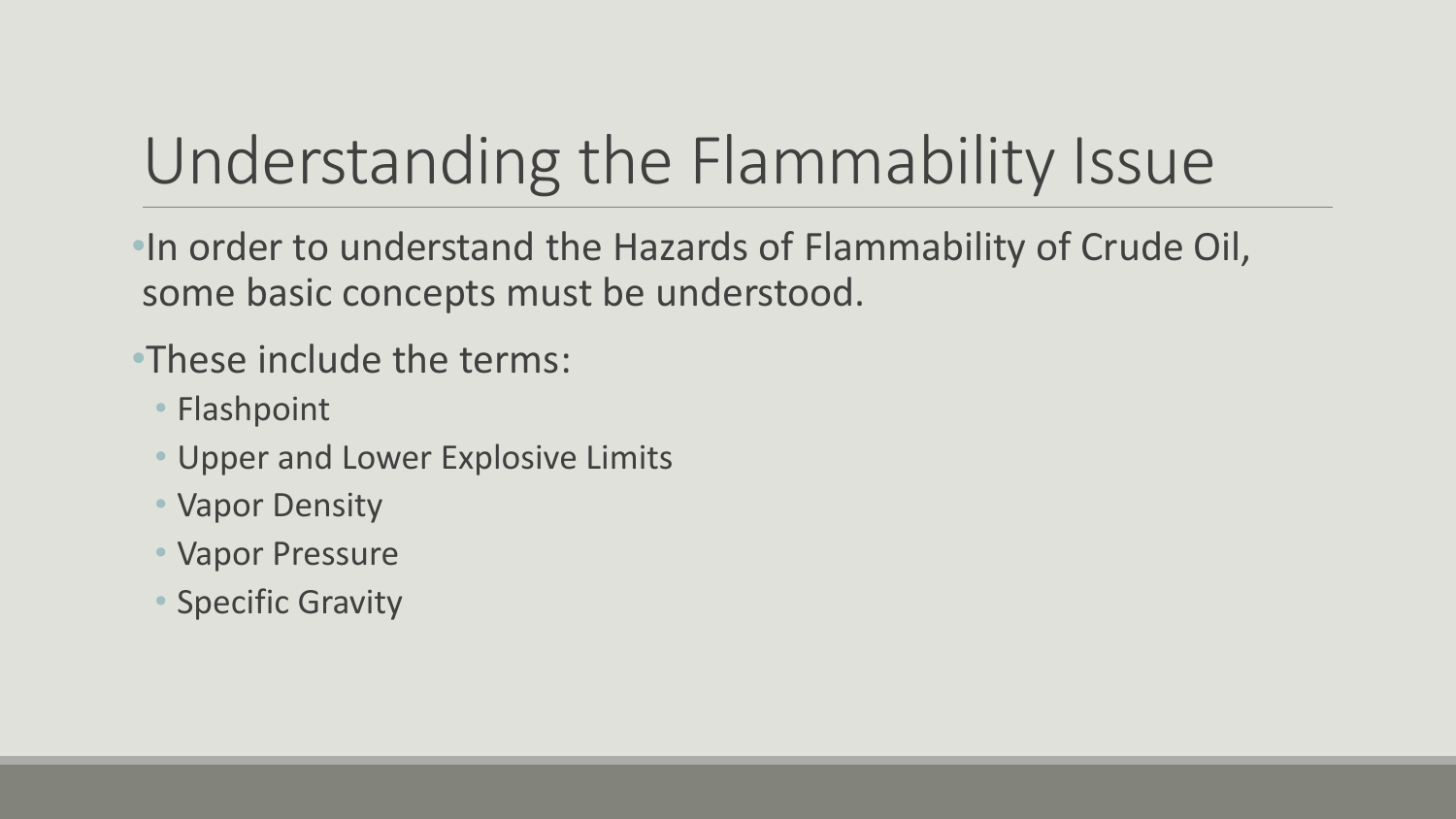# Understanding the Flammability Issue

- In order to understand the Hazards of Flammability of Crude Oil, some basic concepts must be understood.
- These include the terms:
  - Flashpoint
  - Upper and Lower Explosive Limits
  - Vapor Density
  - Vapor Pressure
  - Specific Gravity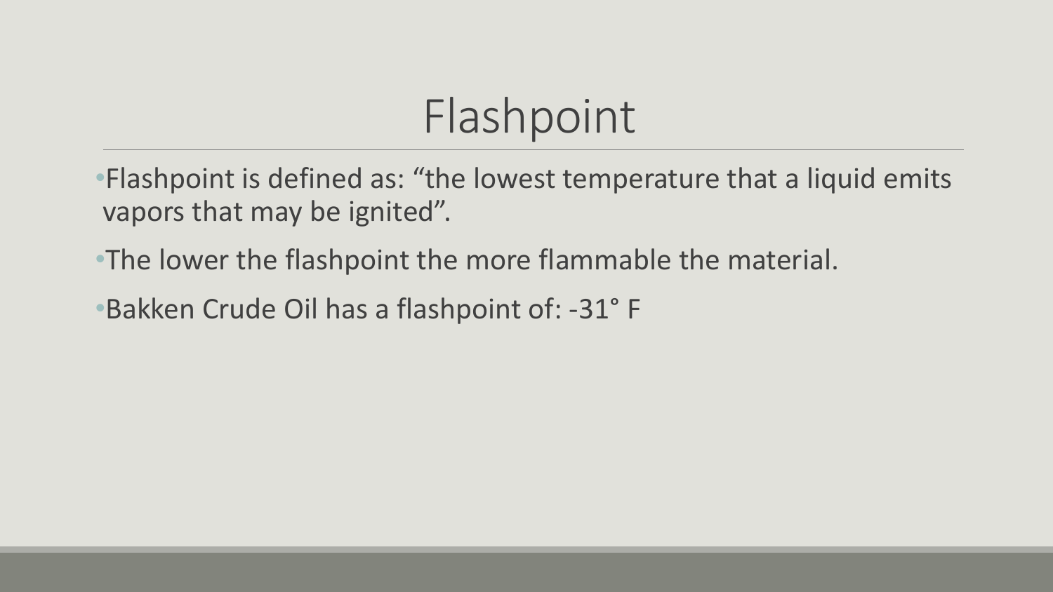# Flashpoint

- Flashpoint is defined as: “the lowest temperature that a liquid emits vapors that may be ignited”.
- The lower the flashpoint the more flammable the material.
- Bakken Crude Oil has a flashpoint of: -31° F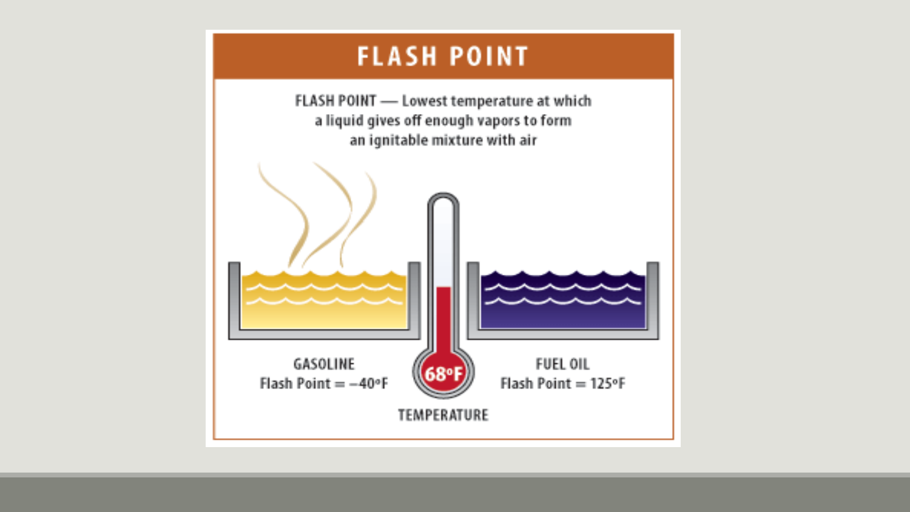# FLASH POINT

FLASH POINT — Lowest temperature at which a liquid gives off enough vapors to form an ignitable mixture with air

GASOLINE
Flash Point = –40°F

68°F
TEMPERATURE

FUEL OIL
Flash Point = 125°F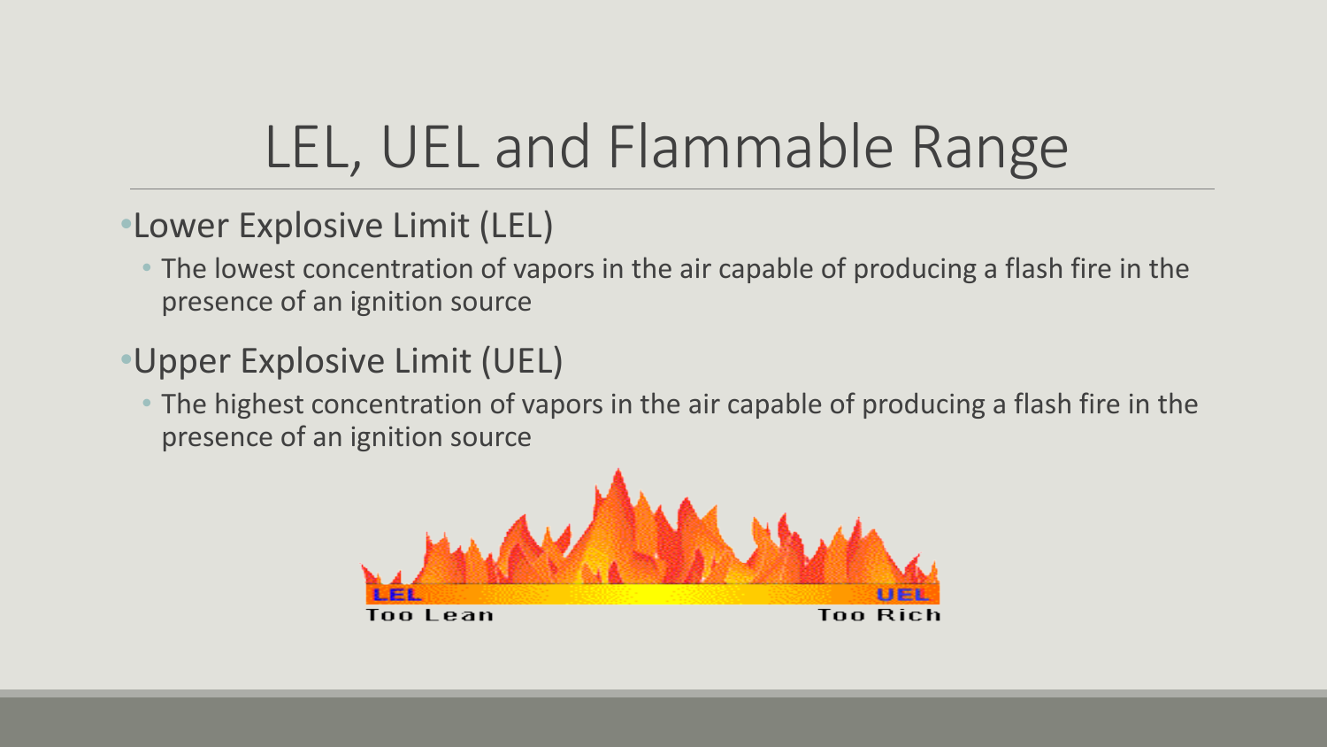# LEL, UEL and Flammable Range

- Lower Explosive Limit (LEL)
  - The lowest concentration of vapors in the air capable of producing a flash fire in the presence of an ignition source
- Upper Explosive Limit (UEL)
  - The highest concentration of vapors in the air capable of producing a flash fire in the presence of an ignition source

LEL UEL

Too Lean Too Rich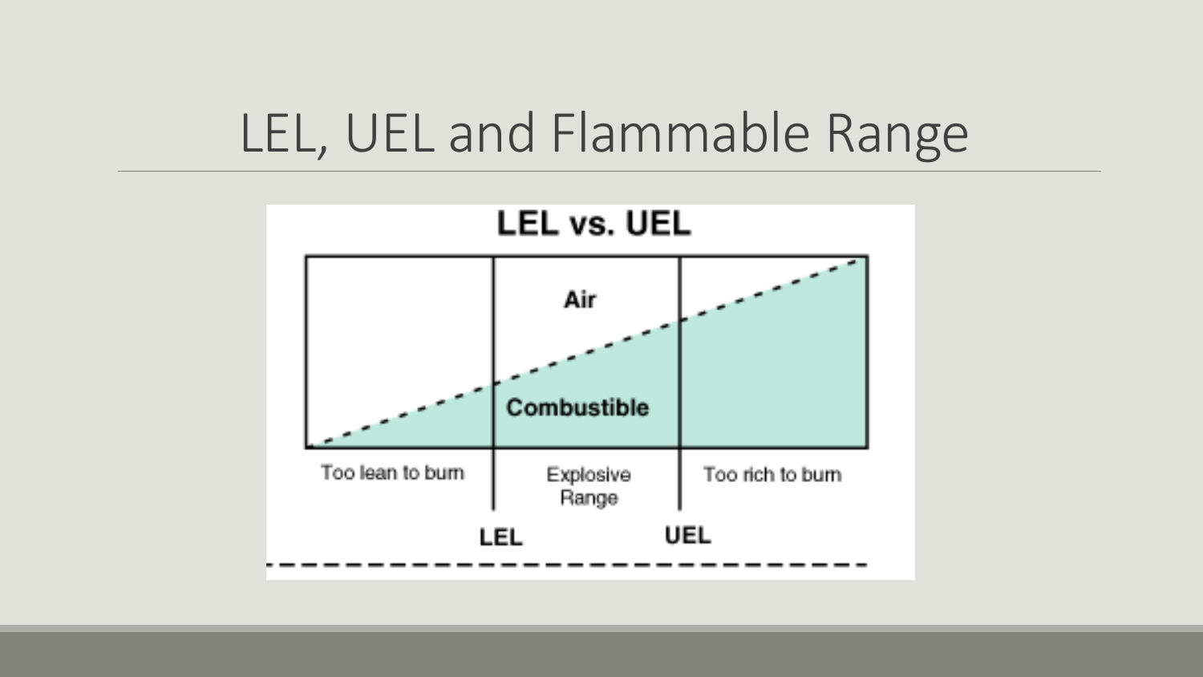# LEL, UEL and Flammable Range

LEL vs. UEL

Air

Combustible

Too lean to burn | Explosive Range | Too rich to burn

LEL UEL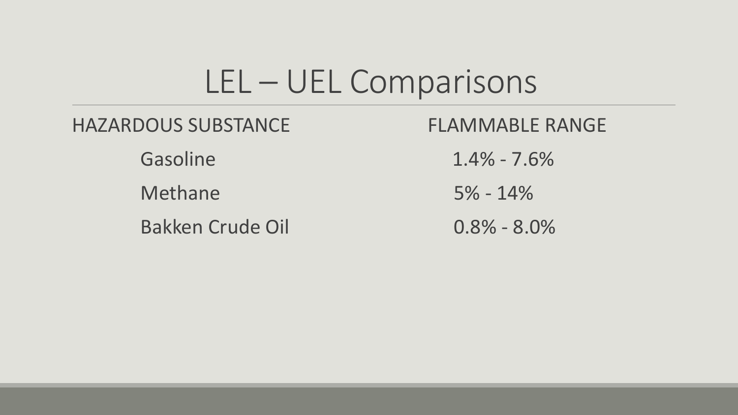# LEL – UEL Comparisons

| HAZARDOUS SUBSTANCE | FLAMMABLE RANGE |
| --- | --- |
| Gasoline | 1.4% - 7.6% |
| Methane | 5% - 14% |
| Bakken Crude Oil | 0.8% - 8.0% |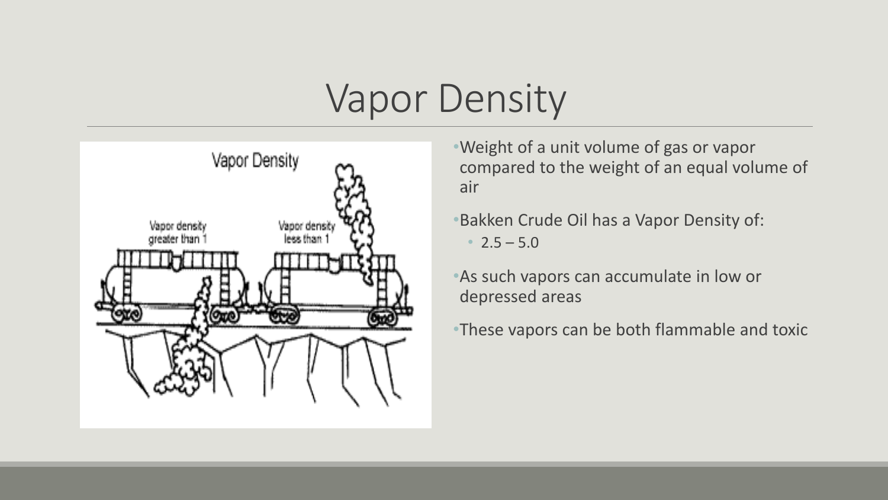# Vapor Density

- Weight of a unit volume of gas or vapor compared to the weight of an equal volume of air
- Bakken Crude Oil has a Vapor Density of:
  - 2.5 – 5.0
- As such vapors can accumulate in low or depressed areas
- These vapors can be both flammable and toxic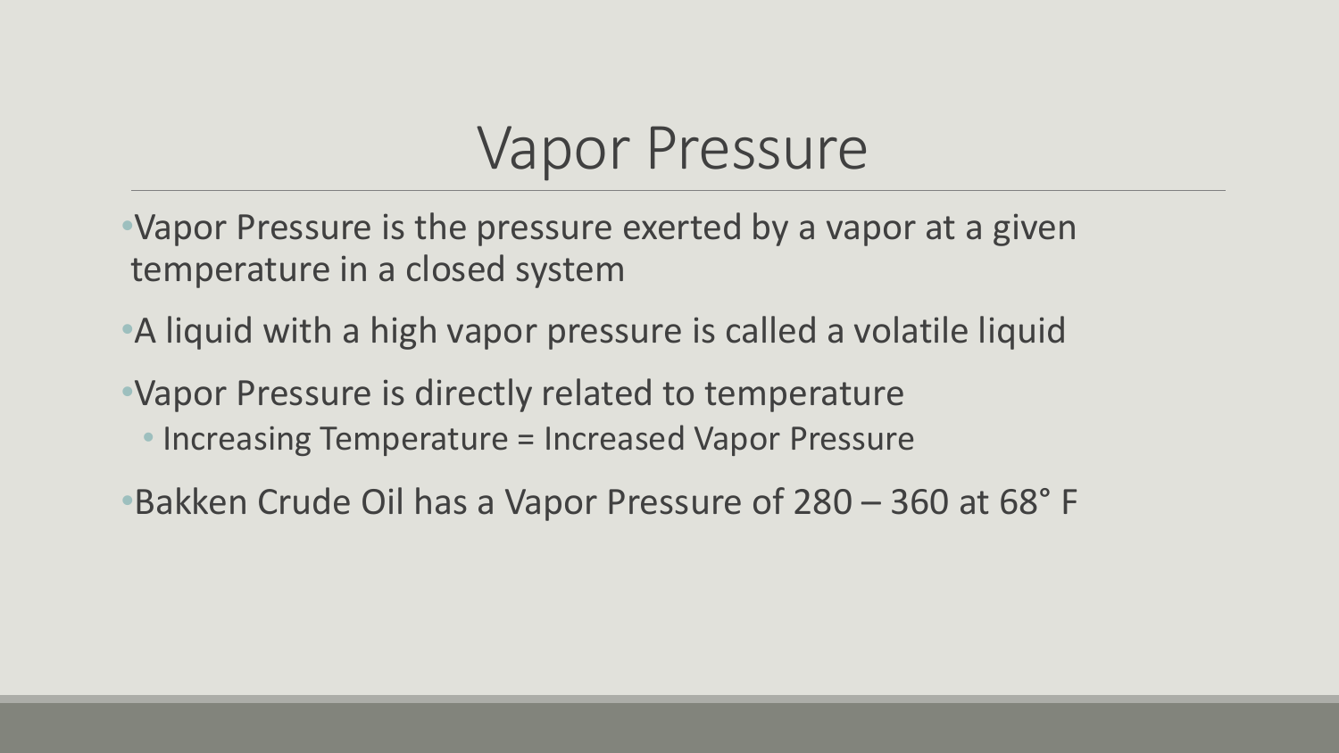# Vapor Pressure

- Vapor Pressure is the pressure exerted by a vapor at a given temperature in a closed system
- A liquid with a high vapor pressure is called a volatile liquid
- Vapor Pressure is directly related to temperature
  - Increasing Temperature = Increased Vapor Pressure
- Bakken Crude Oil has a Vapor Pressure of 280 – 360 at 68° F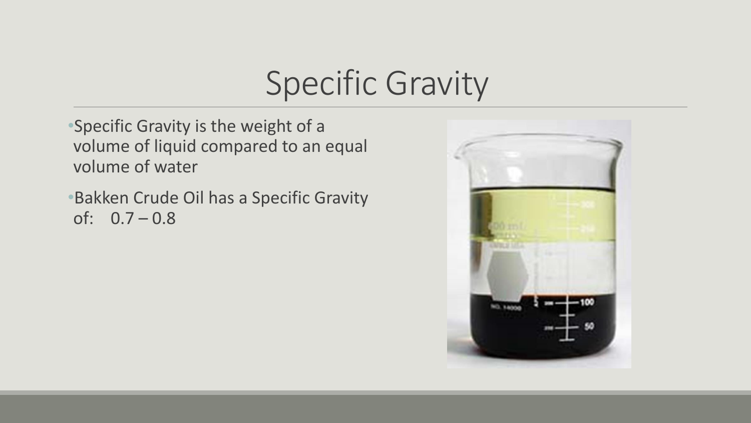# Specific Gravity

- Specific Gravity is the weight of a volume of liquid compared to an equal volume of water
- Bakken Crude Oil has a Specific Gravity of: 0.7 – 0.8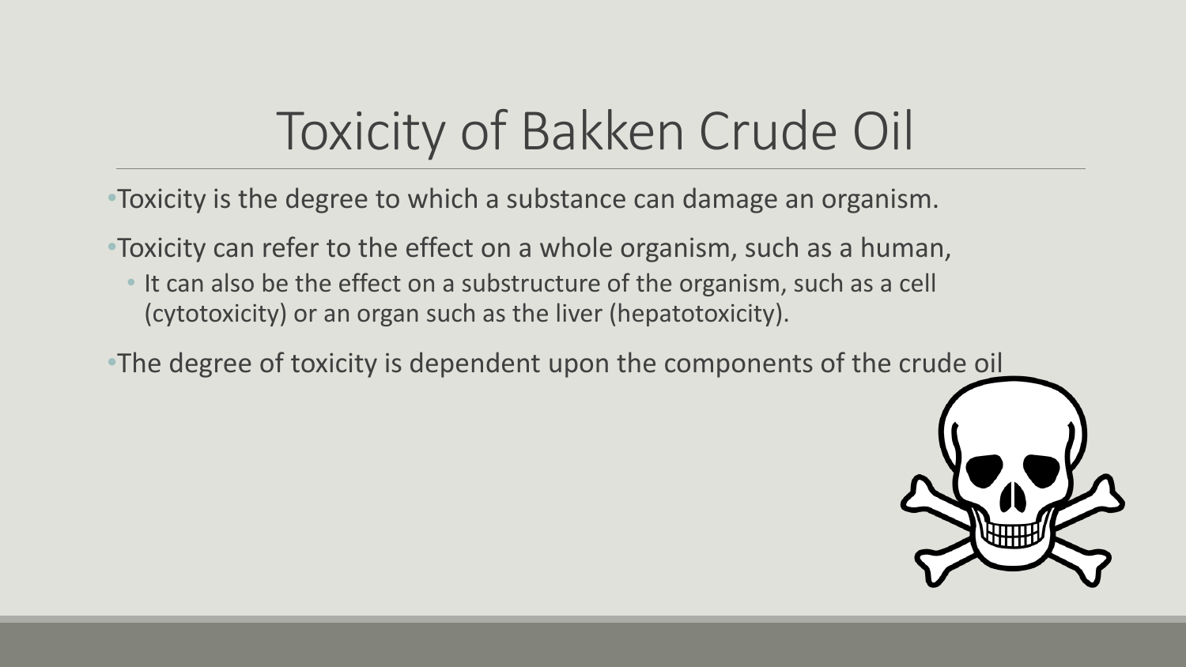# Toxicity of Bakken Crude Oil

- Toxicity is the degree to which a substance can damage an organism.
- Toxicity can refer to the effect on a whole organism, such as a human,
  - It can also be the effect on a substructure of the organism, such as a cell (cytotoxicity) or an organ such as the liver (hepatotoxicity).
- The degree of toxicity is dependent upon the components of the crude oil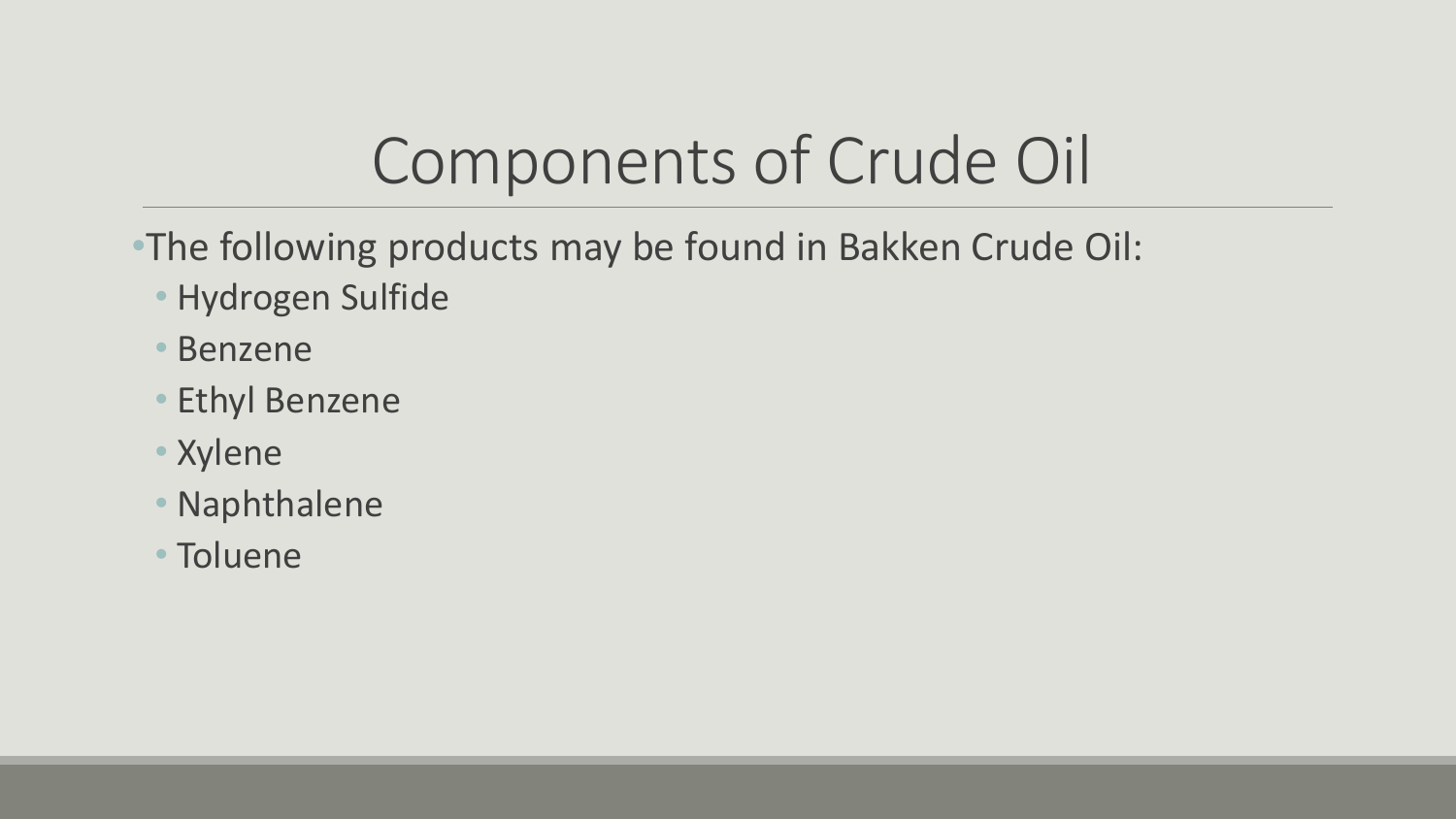# Components of Crude Oil

- The following products may be found in Bakken Crude Oil:
  - Hydrogen Sulfide
  - Benzene
  - Ethyl Benzene
  - Xylene
  - Naphthalene
  - Toluene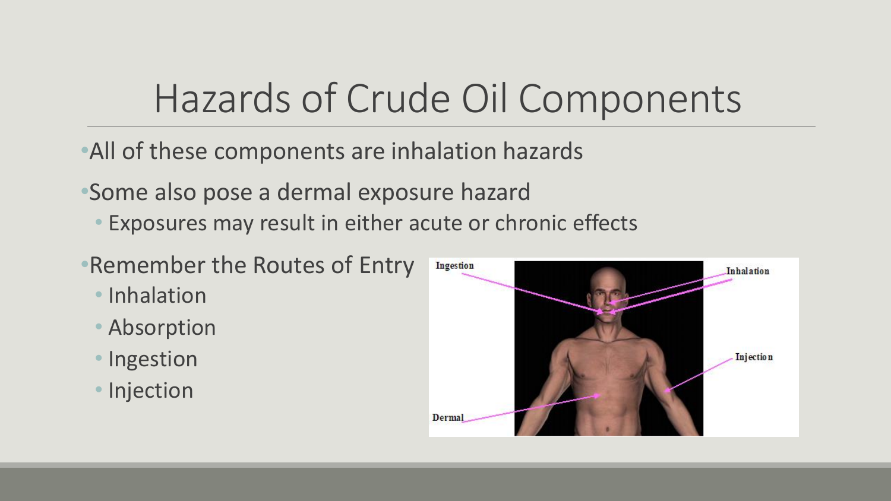# Hazards of Crude Oil Components

- All of these components are inhalation hazards
- Some also pose a dermal exposure hazard
  - Exposures may result in either acute or chronic effects
- Remember the Routes of Entry
  - Inhalation
  - Absorption
  - Ingestion
  - Injection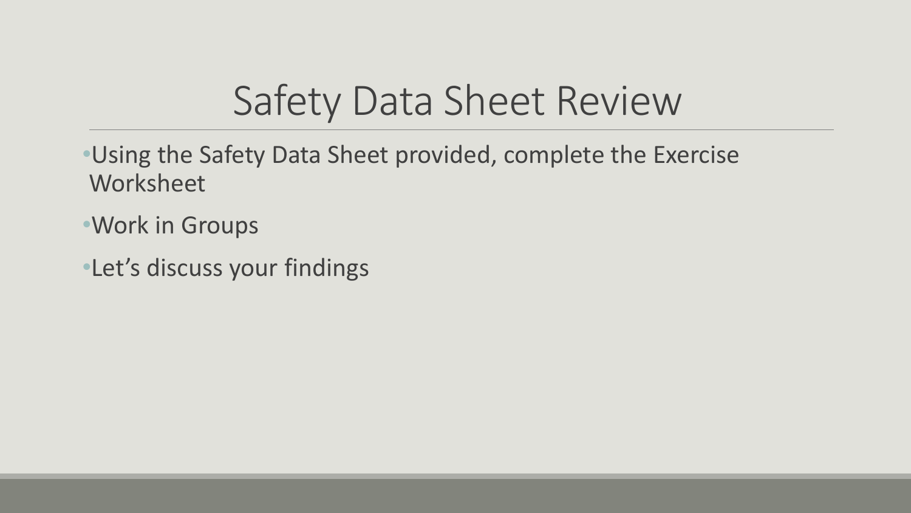# Safety Data Sheet Review

- Using the Safety Data Sheet provided, complete the Exercise Worksheet
- Work in Groups
- Let's discuss your findings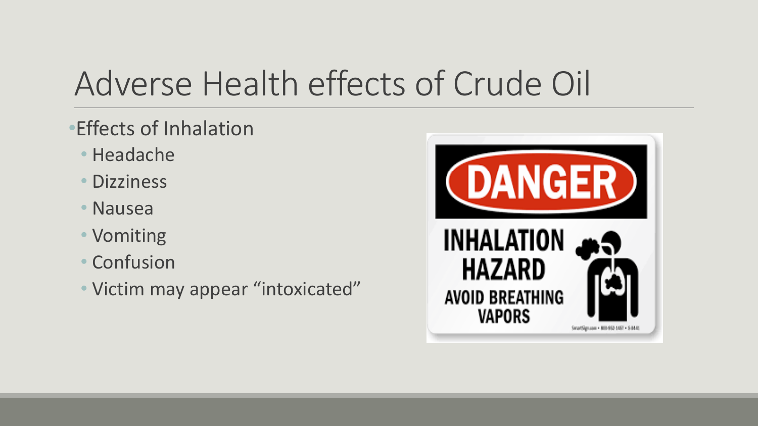# Adverse Health effects of Crude Oil

- Effects of Inhalation
  - Headache
  - Dizziness
  - Nausea
  - Vomiting
  - Confusion
  - Victim may appear "intoxicated"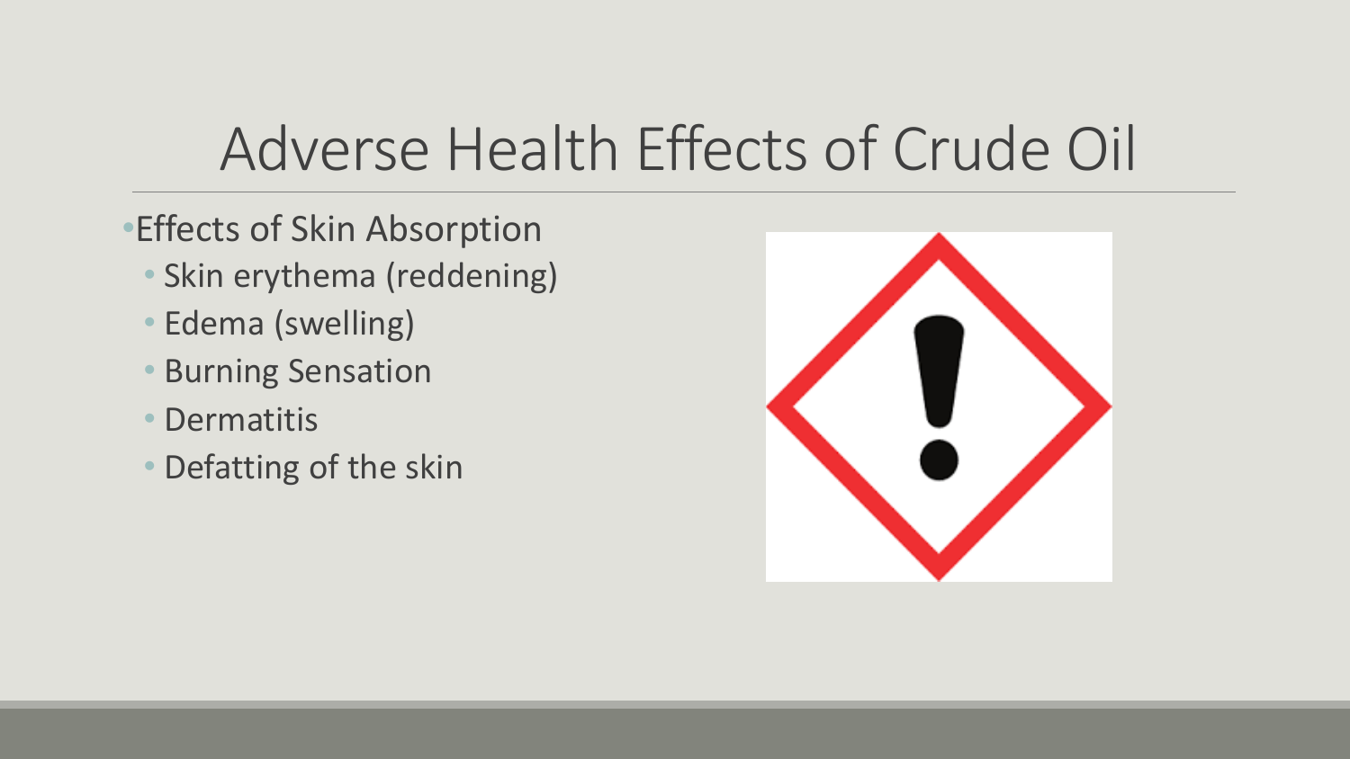# Adverse Health Effects of Crude Oil

- Effects of Skin Absorption
  - Skin erythema (reddening)
  - Edema (swelling)
  - Burning Sensation
  - Dermatitis
  - Defatting of the skin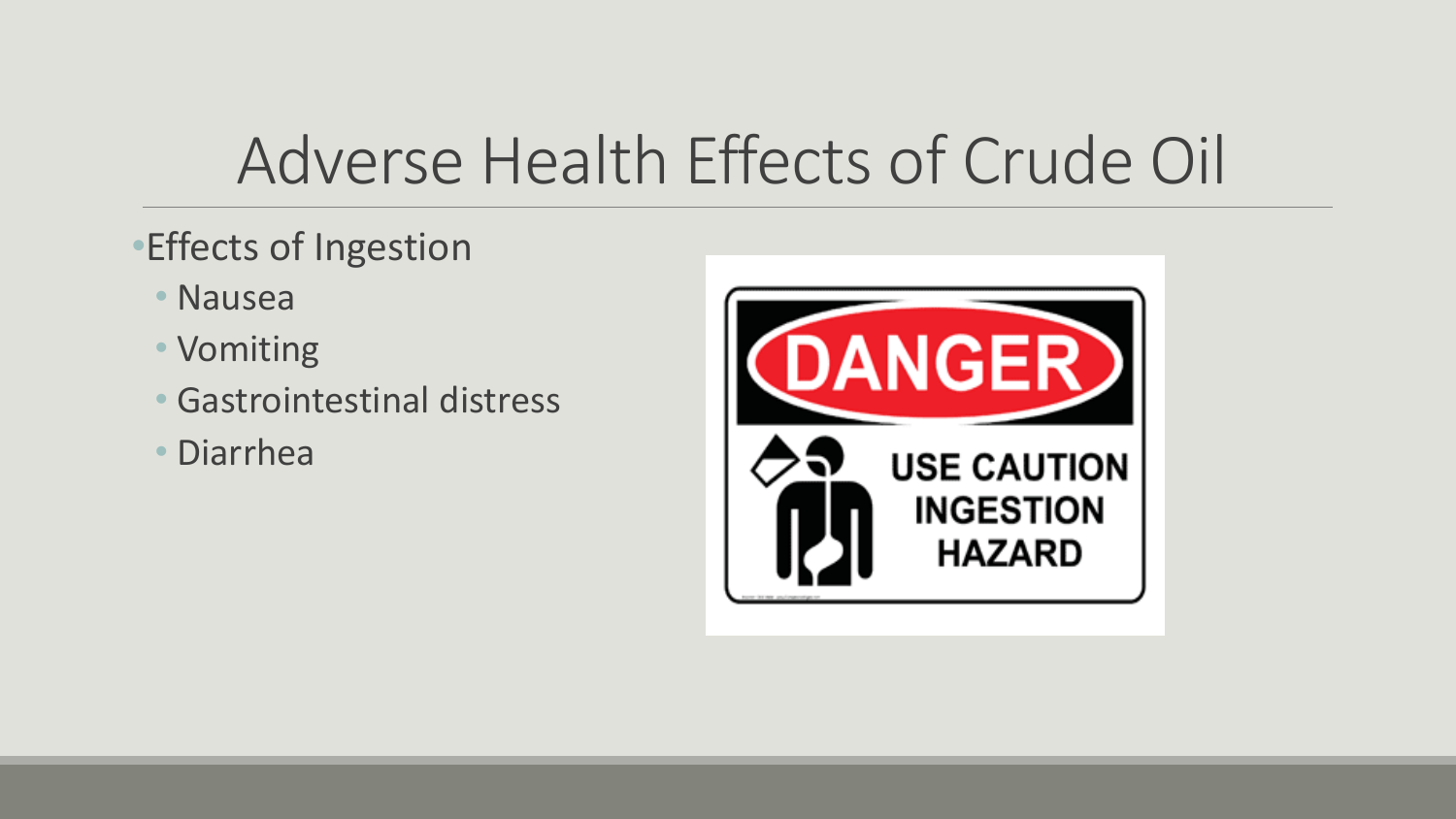# Adverse Health Effects of Crude Oil

- Effects of Ingestion
  - Nausea
  - Vomiting
  - Gastrointestinal distress
  - Diarrhea

DANGER

USE CAUTION INGESTION HAZARD